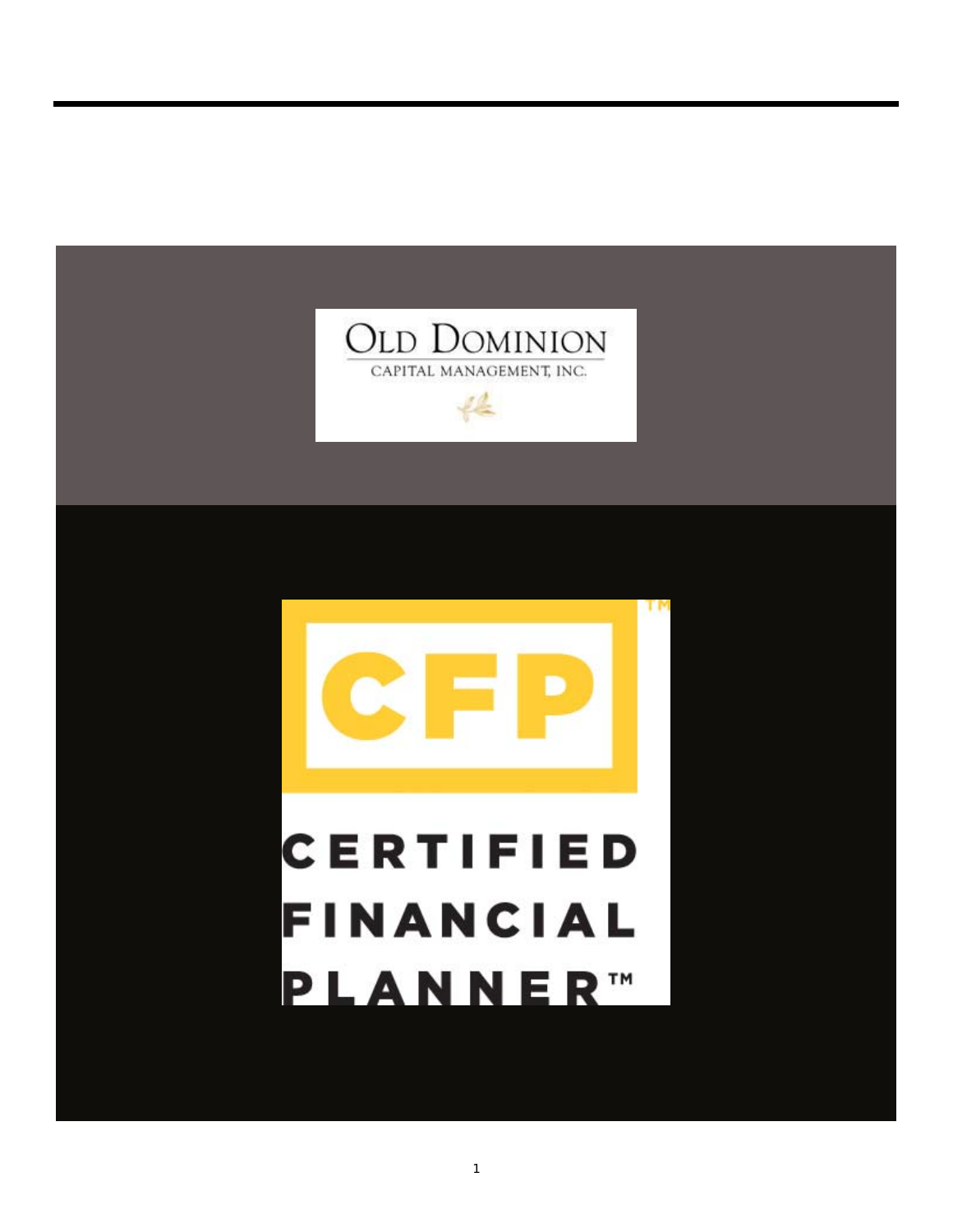OLD DOMINION

CAPITAL MANAGEMENT, INC.

CFP

CERTIFIED FINANCIAL PLANNER™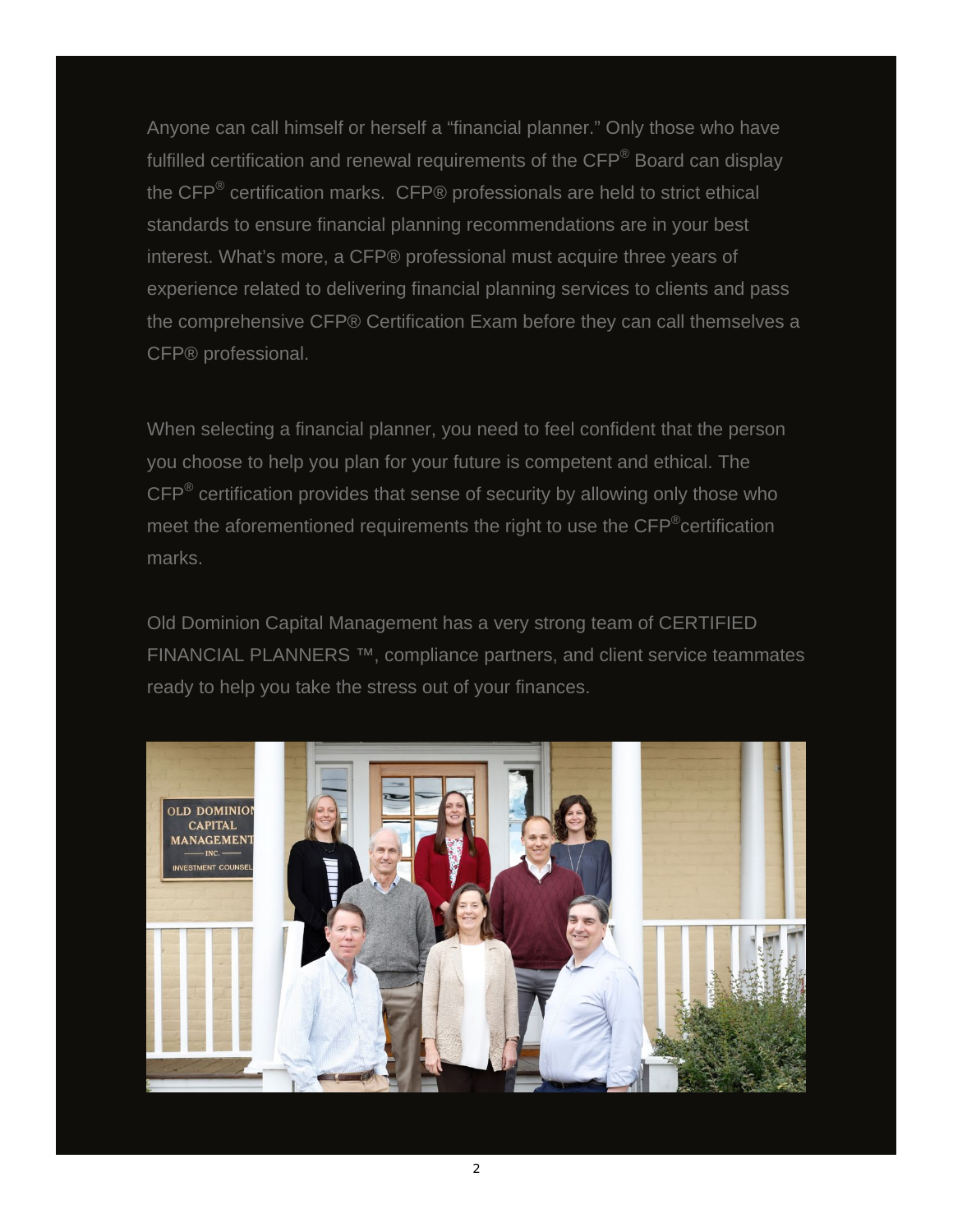Anyone can call himself or herself a “financial planner.” Only those who have fulfilled certification and renewal requirements of the CFP® Board can display the CFP® certification marks.  CFP® professionals are held to strict ethical standards to ensure financial planning recommendations are in your best interest. What’s more, a CFP® professional must acquire three years of experience related to delivering financial planning services to clients and pass the comprehensive CFP® Certification Exam before they can call themselves a CFP® professional.

When selecting a financial planner, you need to feel confident that the person you choose to help you plan for your future is competent and ethical. The CFP® certification provides that sense of security by allowing only those who meet the aforementioned requirements the right to use the CFP®certification marks.

Old Dominion Capital Management has a very strong team of CERTIFIED FINANCIAL PLANNERS ™, compliance partners, and client service teammates ready to help you take the stress out of your finances.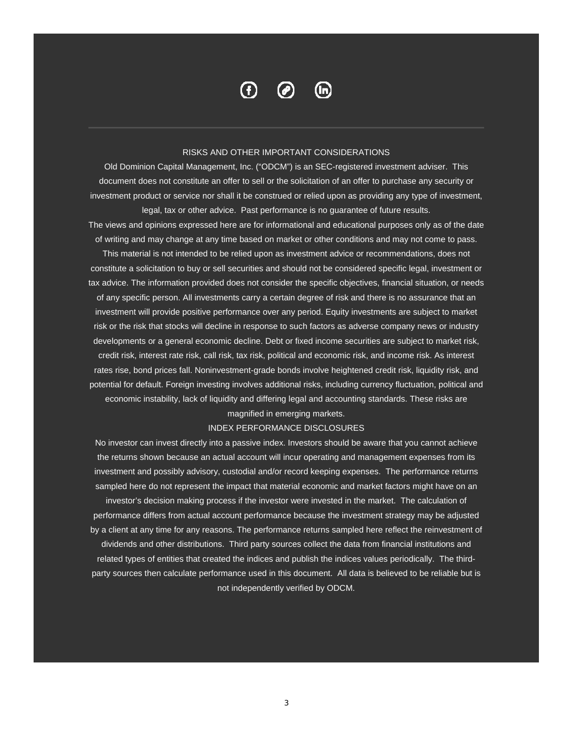## RISKS AND OTHER IMPORTANT CONSIDERATIONS

Old Dominion Capital Management, Inc. ("ODCM") is an SEC-registered investment adviser. This document does not constitute an offer to sell or the solicitation of an offer to purchase any security or investment product or service nor shall it be construed or relied upon as providing any type of investment, legal, tax or other advice. Past performance is no guarantee of future results.

The views and opinions expressed here are for informational and educational purposes only as of the date of writing and may change at any time based on market or other conditions and may not come to pass. This material is not intended to be relied upon as investment advice or recommendations, does not constitute a solicitation to buy or sell securities and should not be considered specific legal, investment or tax advice. The information provided does not consider the specific objectives, financial situation, or needs of any specific person. All investments carry a certain degree of risk and there is no assurance that an investment will provide positive performance over any period. Equity investments are subject to market risk or the risk that stocks will decline in response to such factors as adverse company news or industry developments or a general economic decline. Debt or fixed income securities are subject to market risk, credit risk, interest rate risk, call risk, tax risk, political and economic risk, and income risk. As interest rates rise, bond prices fall. Noninvestment-grade bonds involve heightened credit risk, liquidity risk, and potential for default. Foreign investing involves additional risks, including currency fluctuation, political and economic instability, lack of liquidity and differing legal and accounting standards. These risks are magnified in emerging markets.

## INDEX PERFORMANCE DISCLOSURES

No investor can invest directly into a passive index. Investors should be aware that you cannot achieve the returns shown because an actual account will incur operating and management expenses from its investment and possibly advisory, custodial and/or record keeping expenses. The performance returns sampled here do not represent the impact that material economic and market factors might have on an investor's decision making process if the investor were invested in the market. The calculation of performance differs from actual account performance because the investment strategy may be adjusted by a client at any time for any reasons. The performance returns sampled here reflect the reinvestment of dividends and other distributions. Third party sources collect the data from financial institutions and related types of entities that created the indices and publish the indices values periodically. The third-party sources then calculate performance used in this document. All data is believed to be reliable but is not independently verified by ODCM.